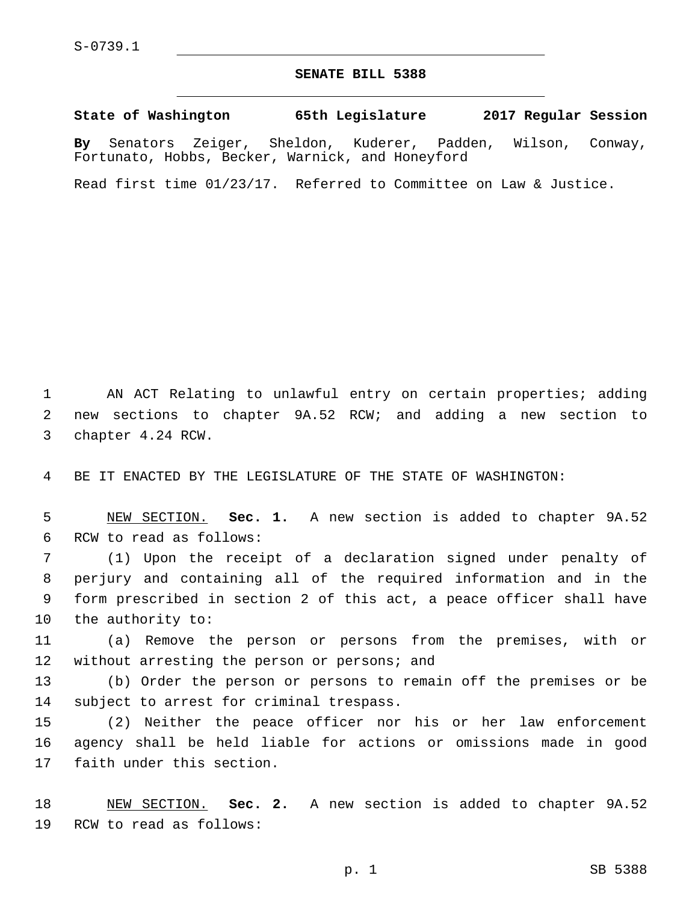S-0739.1

# SENATE BILL 5388

**State of Washington 65th Legislature 2017 Regular Session**

**By** Senators Zeiger, Sheldon, Kuderer, Padden, Wilson, Conway, Fortunato, Hobbs, Becker, Warnick, and Honeyford

Read first time 01/23/17. Referred to Committee on Law & Justice.

1 AN ACT Relating to unlawful entry on certain properties; adding
2 new sections to chapter 9A.52 RCW; and adding a new section to
3 chapter 4.24 RCW.

4 BE IT ENACTED BY THE LEGISLATURE OF THE STATE OF WASHINGTON:

5 NEW SECTION. **Sec. 1.** A new section is added to chapter 9A.52
6 RCW to read as follows:

7 (1) Upon the receipt of a declaration signed under penalty of
8 perjury and containing all of the required information and in the
9 form prescribed in section 2 of this act, a peace officer shall have
10 the authority to:

11 (a) Remove the person or persons from the premises, with or
12 without arresting the person or persons; and

13 (b) Order the person or persons to remain off the premises or be
14 subject to arrest for criminal trespass.

15 (2) Neither the peace officer nor his or her law enforcement
16 agency shall be held liable for actions or omissions made in good
17 faith under this section.

18 NEW SECTION. **Sec. 2.** A new section is added to chapter 9A.52
19 RCW to read as follows: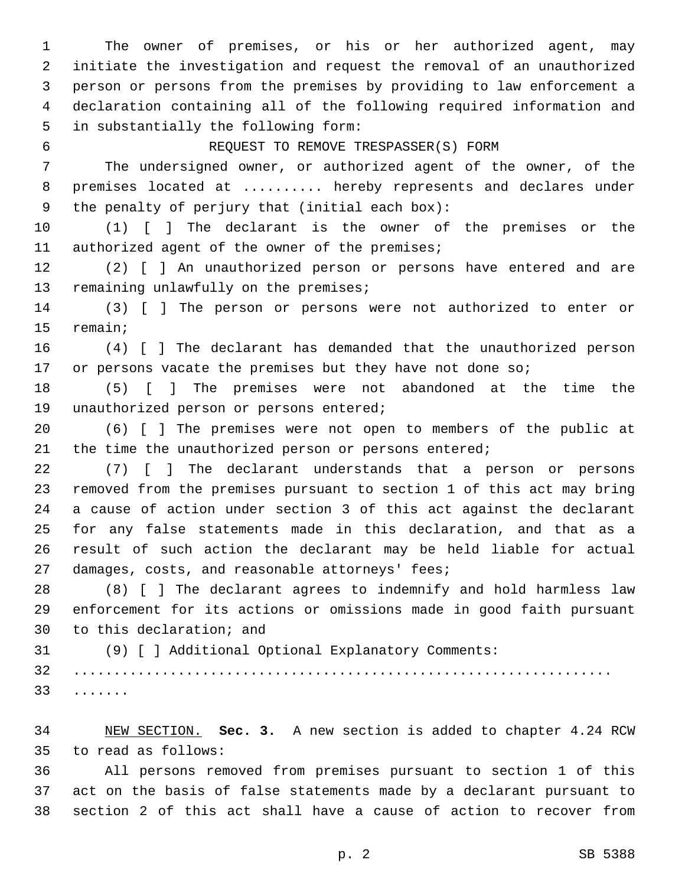The owner of premises, or his or her authorized agent, may initiate the investigation and request the removal of an unauthorized person or persons from the premises by providing to law enforcement a declaration containing all of the following required information and in substantially the following form:

REQUEST TO REMOVE TRESPASSER(S) FORM

The undersigned owner, or authorized agent of the owner, of the premises located at .......... hereby represents and declares under the penalty of perjury that (initial each box):

(1) [ ] The declarant is the owner of the premises or the authorized agent of the owner of the premises;

(2) [ ] An unauthorized person or persons have entered and are remaining unlawfully on the premises;

(3) [ ] The person or persons were not authorized to enter or remain;

(4) [ ] The declarant has demanded that the unauthorized person or persons vacate the premises but they have not done so;

(5) [ ] The premises were not abandoned at the time the unauthorized person or persons entered;

(6) [ ] The premises were not open to members of the public at the time the unauthorized person or persons entered;

(7) [ ] The declarant understands that a person or persons removed from the premises pursuant to section 1 of this act may bring a cause of action under section 3 of this act against the declarant for any false statements made in this declaration, and that as a result of such action the declarant may be held liable for actual damages, costs, and reasonable attorneys' fees;

(8) [ ] The declarant agrees to indemnify and hold harmless law enforcement for its actions or omissions made in good faith pursuant to this declaration; and

(9) [ ] Additional Optional Explanatory Comments:
................................................................
.......

NEW SECTION. **Sec. 3.** A new section is added to chapter 4.24 RCW to read as follows:

All persons removed from premises pursuant to section 1 of this act on the basis of false statements made by a declarant pursuant to section 2 of this act shall have a cause of action to recover from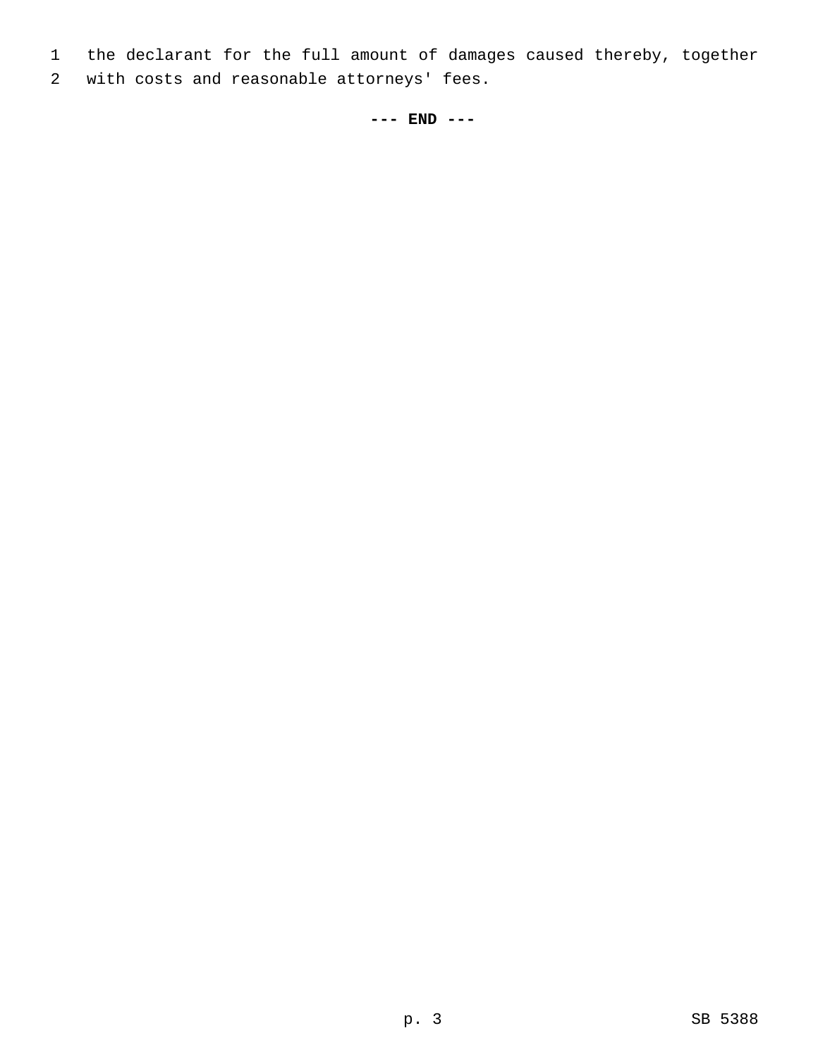the declarant for the full amount of damages caused thereby, together with costs and reasonable attorneys' fees.

**--- END ---**